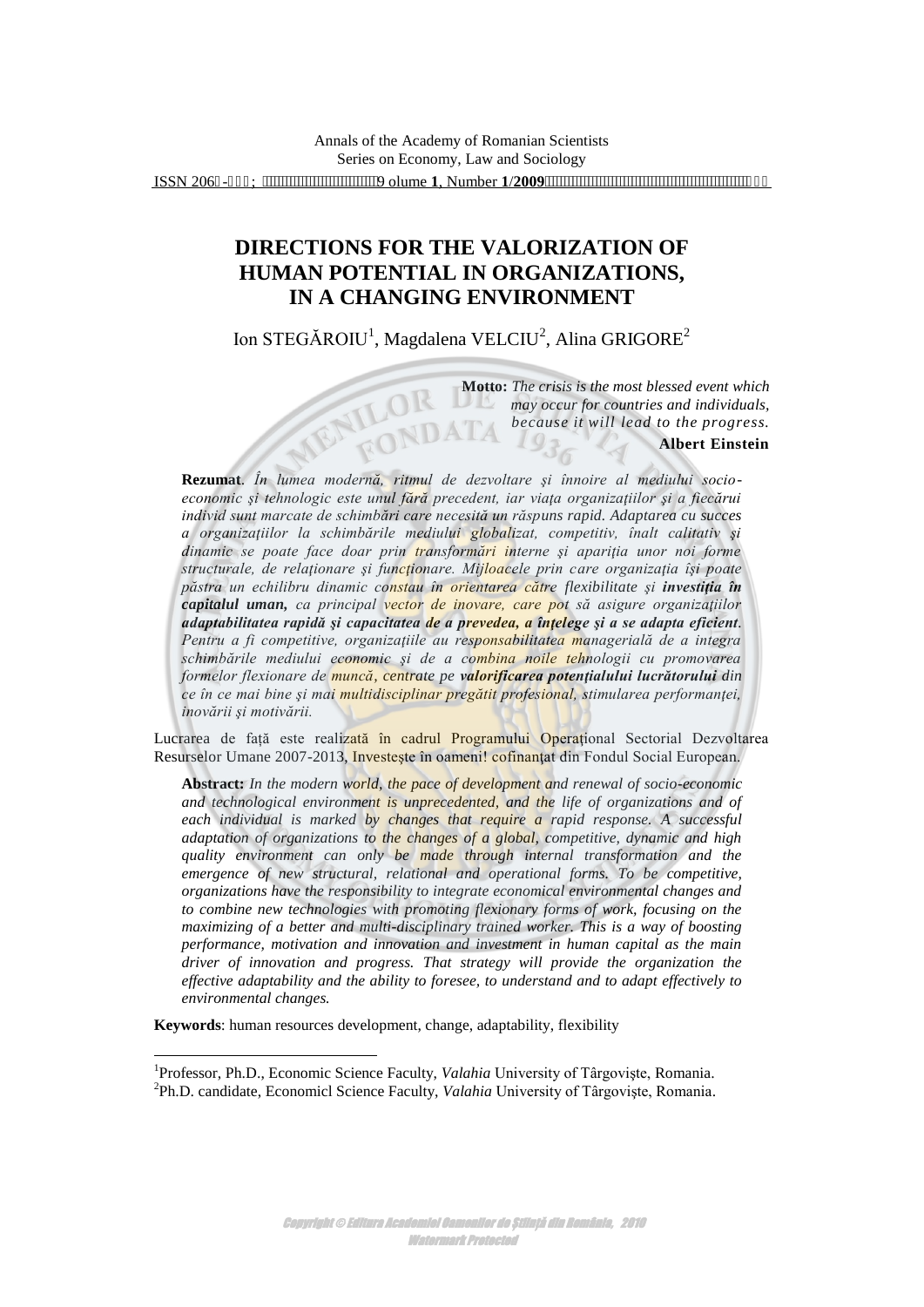# DIRECTIONS FOR THE VALORIZATION OF HUMAN POTENTIAL IN ORGANIZATIONS, IN A CHANGING ENVIRONMENT

Ion STEGĂROIU[1], Magdalena VELCIU[2], Alina GRIGORE[2]

**Motto:** *The crisis is the most blessed event which may occur for countries and individuals, because it will lead to the progress.*
**Albert Einstein**

**Rezumat**. *În lumea modernă, ritmul de dezvoltare şi înnoire al mediului socio-economic şi tehnologic este unul fără precedent, iar viaţa organizaţiilor şi a fiecărui individ sunt marcate de schimbări care necesită un răspuns rapid. Adaptarea cu succes a organizaţiilor la schimbările mediului globalizat, competitiv, înalt calitativ şi dinamic se poate face doar prin transformări interne şi apariţia unor noi forme structurale, de relaţionare şi funcţionare. Mijloacele prin care organizaţia îşi poate păstra un echilibru dinamic constau în orientarea către flexibilitate şi* ***investiţia în capitalul uman,*** *ca principal vector de inovare, care pot să asigure organizaţiilor* ***adaptabilitatea rapidă şi capacitatea de a prevedea, a înţelege şi a se adapta eficient****. Pentru a fi competitive, organizaţiile au responsabilitatea managerială de a integra schimbările mediului economic şi de a combina noile tehnologii cu promovarea formelor flexionare de muncă, centrate pe* ***valorificarea potenţialului lucrătorului*** *din ce în ce mai bine şi mai multidisciplinar pregătit profesional, stimularea performanţei, inovării şi motivării.*

Lucrarea de faţă este realizată în cadrul Programului Operaţional Sectorial Dezvoltarea Resurselor Umane 2007-2013, Investeşte în oameni! cofinanţat din Fondul Social European.

**Abstract:** *In the modern world, the pace of development and renewal of socio-economic and technological environment is unprecedented, and the life of organizations and of each individual is marked by changes that require a rapid response. A successful adaptation of organizations to the changes of a global, competitive, dynamic and high quality environment can only be made through internal transformation and the emergence of new structural, relational and operational forms. To be competitive, organizations have the responsibility to integrate economical environmental changes and to combine new technologies with promoting flexionary forms of work, focusing on the maximizing of a better and multi-disciplinary trained worker. This is a way of boosting performance, motivation and innovation and investment in human capital as the main driver of innovation and progress. That strategy will provide the organization the effective adaptability and the ability to foresee, to understand and to adapt effectively to environmental changes.*

**Keywords**: human resources development, change, adaptability, flexibility

---

[1]Professor, Ph.D., Economic Science Faculty, *Valahia* University of Târgovişte, Romania.
[2]Ph.D. candidate, Economicl Science Faculty, *Valahia* University of Târgovişte, Romania.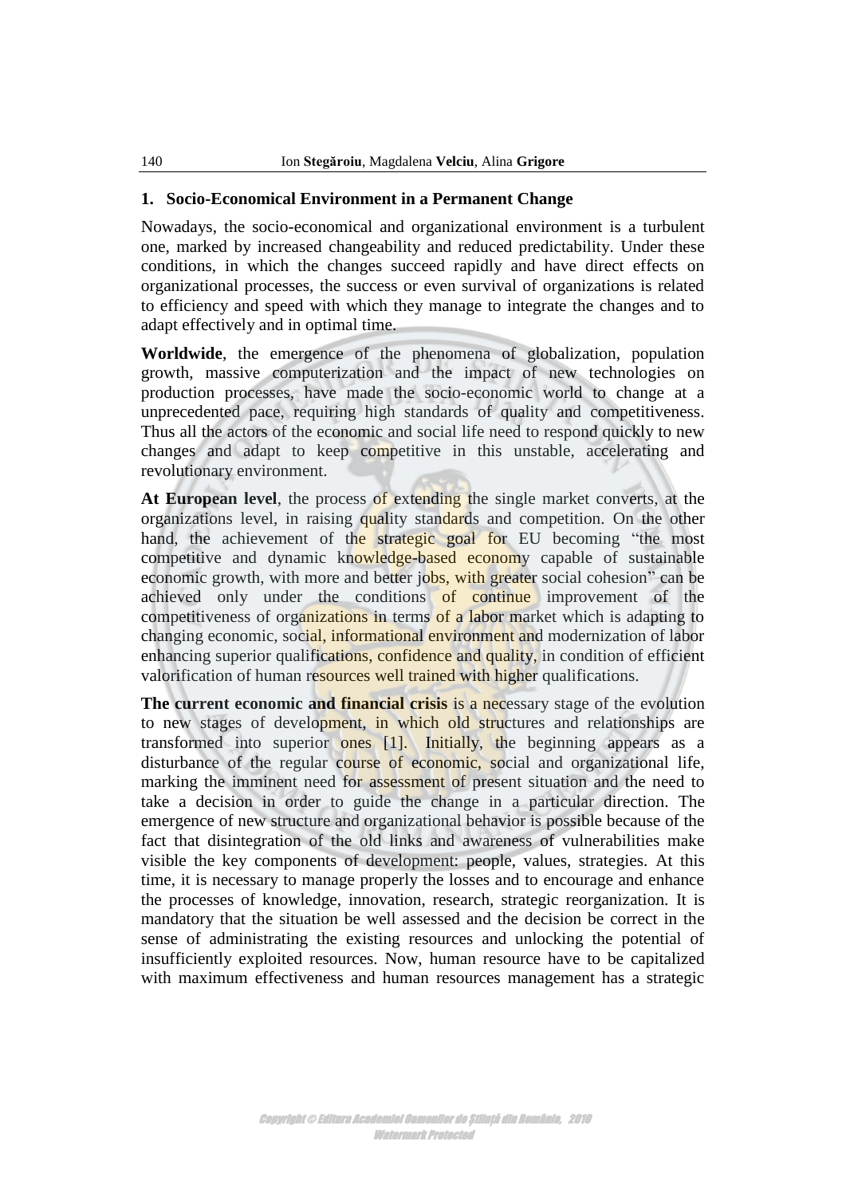## 1. Socio-Economical Environment in a Permanent Change

Nowadays, the socio-economical and organizational environment is a turbulent one, marked by increased changeability and reduced predictability. Under these conditions, in which the changes succeed rapidly and have direct effects on organizational processes, the success or even survival of organizations is related to efficiency and speed with which they manage to integrate the changes and to adapt effectively and in optimal time.

**Worldwide**, the emergence of the phenomena of globalization, population growth, massive computerization and the impact of new technologies on production processes, have made the socio-economic world to change at a unprecedented pace, requiring high standards of quality and competitiveness. Thus all the actors of the economic and social life need to respond quickly to new changes and adapt to keep competitive in this unstable, accelerating and revolutionary environment.

**At European level**, the process of extending the single market converts, at the organizations level, in raising quality standards and competition. On the other hand, the achievement of the strategic goal for EU becoming "the most competitive and dynamic knowledge-based economy capable of sustainable economic growth, with more and better jobs, with greater social cohesion" can be achieved only under the conditions of continue improvement of the competitiveness of organizations in terms of a labor market which is adapting to changing economic, social, informational environment and modernization of labor enhancing superior qualifications, confidence and quality, in condition of efficient valorification of human resources well trained with higher qualifications.

**The current economic and financial crisis** is a necessary stage of the evolution to new stages of development, in which old structures and relationships are transformed into superior ones [1]. Initially, the beginning appears as a disturbance of the regular course of economic, social and organizational life, marking the imminent need for assessment of present situation and the need to take a decision in order to guide the change in a particular direction. The emergence of new structure and organizational behavior is possible because of the fact that disintegration of the old links and awareness of vulnerabilities make visible the key components of development: people, values, strategies. At this time, it is necessary to manage properly the losses and to encourage and enhance the processes of knowledge, innovation, research, strategic reorganization. It is mandatory that the situation be well assessed and the decision be correct in the sense of administrating the existing resources and unlocking the potential of insufficiently exploited resources. Now, human resource have to be capitalized with maximum effectiveness and human resources management has a strategic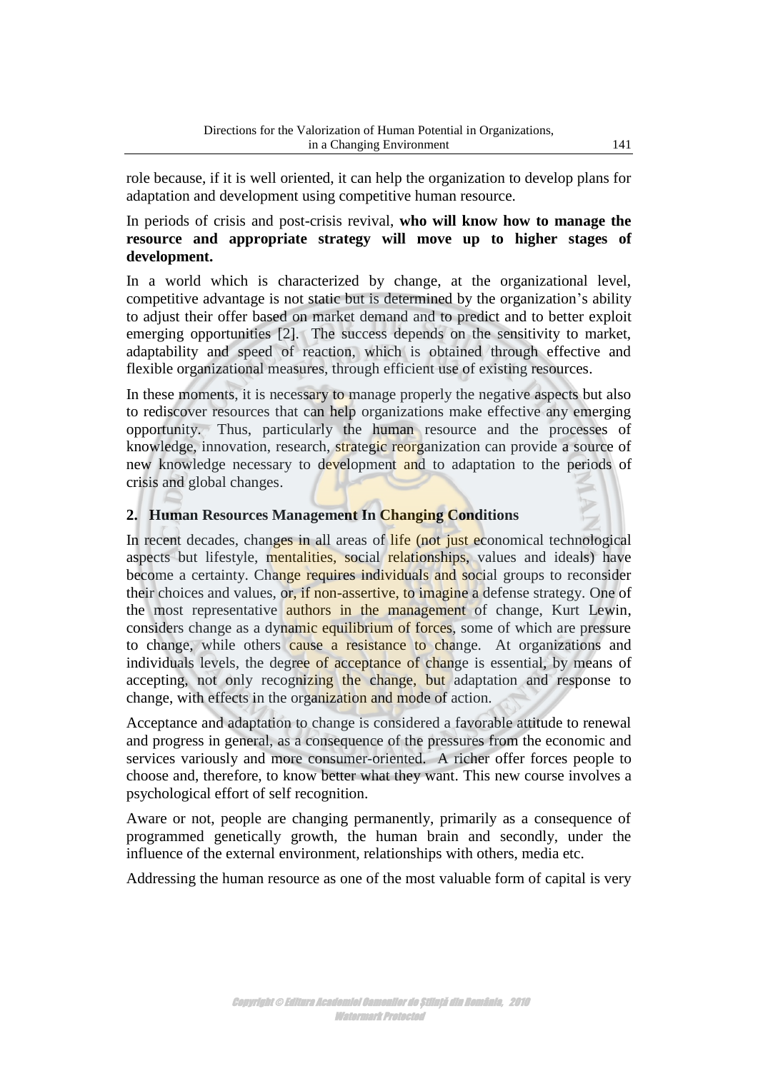role because, if it is well oriented, it can help the organization to develop plans for adaptation and development using competitive human resource.

In periods of crisis and post-crisis revival, **who will know how to manage the resource and appropriate strategy will move up to higher stages of development.**

In a world which is characterized by change, at the organizational level, competitive advantage is not static but is determined by the organization's ability to adjust their offer based on market demand and to predict and to better exploit emerging opportunities [2]. The success depends on the sensitivity to market, adaptability and speed of reaction, which is obtained through effective and flexible organizational measures, through efficient use of existing resources.

In these moments, it is necessary to manage properly the negative aspects but also to rediscover resources that can help organizations make effective any emerging opportunity. Thus, particularly the human resource and the processes of knowledge, innovation, research, strategic reorganization can provide a source of new knowledge necessary to development and to adaptation to the periods of crisis and global changes.

## 2. Human Resources Management In Changing Conditions

In recent decades, changes in all areas of life (not just economical technological aspects but lifestyle, mentalities, social relationships, values and ideals) have become a certainty. Change requires individuals and social groups to reconsider their choices and values, or, if non-assertive, to imagine a defense strategy. One of the most representative authors in the management of change, Kurt Lewin, considers change as a dynamic equilibrium of forces, some of which are pressure to change, while others cause a resistance to change. At organizations and individuals levels, the degree of acceptance of change is essential, by means of accepting, not only recognizing the change, but adaptation and response to change, with effects in the organization and mode of action.

Acceptance and adaptation to change is considered a favorable attitude to renewal and progress in general, as a consequence of the pressures from the economic and services variously and more consumer-oriented. A richer offer forces people to choose and, therefore, to know better what they want. This new course involves a psychological effort of self recognition.

Aware or not, people are changing permanently, primarily as a consequence of programmed genetically growth, the human brain and secondly, under the influence of the external environment, relationships with others, media etc.

Addressing the human resource as one of the most valuable form of capital is very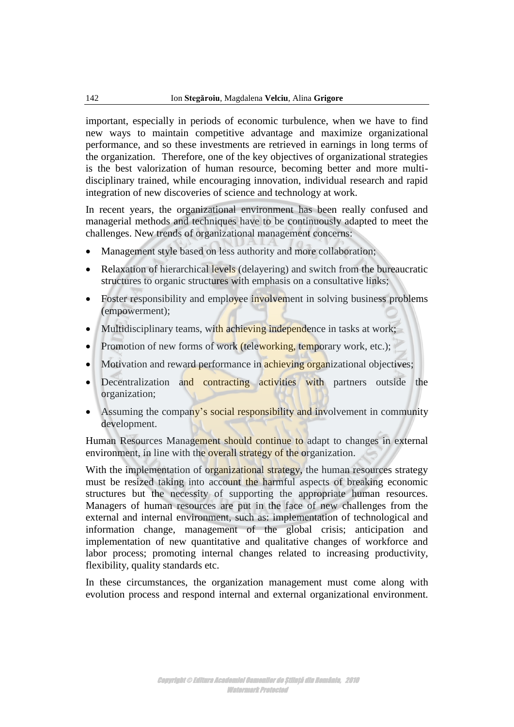important, especially in periods of economic turbulence, when we have to find new ways to maintain competitive advantage and maximize organizational performance, and so these investments are retrieved in earnings in long terms of the organization. Therefore, one of the key objectives of organizational strategies is the best valorization of human resource, becoming better and more multi-disciplinary trained, while encouraging innovation, individual research and rapid integration of new discoveries of science and technology at work.

In recent years, the organizational environment has been really confused and managerial methods and techniques have to be continuously adapted to meet the challenges. New trends of organizational management concerns:

- Management style based on less authority and more collaboration;
- Relaxation of hierarchical levels (delayering) and switch from the bureaucratic structures to organic structures with emphasis on a consultative links;
- Foster responsibility and employee involvement in solving business problems (empowerment);
- Multidisciplinary teams, with achieving independence in tasks at work;
- Promotion of new forms of work (teleworking, temporary work, etc.);
- Motivation and reward performance in achieving organizational objectives;
- Decentralization and contracting activities with partners outside the organization;
- Assuming the company's social responsibility and involvement in community development.

Human Resources Management should continue to adapt to changes in external environment, in line with the overall strategy of the organization.

With the implementation of organizational strategy, the human resources strategy must be resized taking into account the harmful aspects of breaking economic structures but the necessity of supporting the appropriate human resources. Managers of human resources are put in the face of new challenges from the external and internal environment, such as: implementation of technological and information change, management of the global crisis; anticipation and implementation of new quantitative and qualitative changes of workforce and labor process; promoting internal changes related to increasing productivity, flexibility, quality standards etc.

In these circumstances, the organization management must come along with evolution process and respond internal and external organizational environment.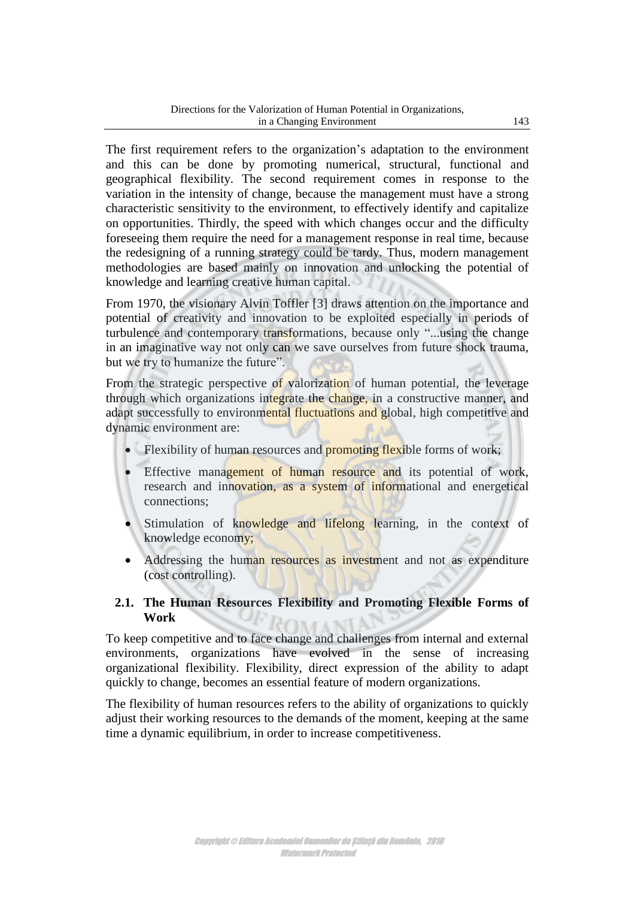The first requirement refers to the organization's adaptation to the environment and this can be done by promoting numerical, structural, functional and geographical flexibility. The second requirement comes in response to the variation in the intensity of change, because the management must have a strong characteristic sensitivity to the environment, to effectively identify and capitalize on opportunities. Thirdly, the speed with which changes occur and the difficulty foreseeing them require the need for a management response in real time, because the redesigning of a running strategy could be tardy. Thus, modern management methodologies are based mainly on innovation and unlocking the potential of knowledge and learning creative human capital.

From 1970, the visionary Alvin Toffler [3] draws attention on the importance and potential of creativity and innovation to be exploited especially in periods of turbulence and contemporary transformations, because only "...using the change in an imaginative way not only can we save ourselves from future shock trauma, but we try to humanize the future".

From the strategic perspective of valorization of human potential, the leverage through which organizations integrate the change, in a constructive manner, and adapt successfully to environmental fluctuations and global, high competitive and dynamic environment are:

- Flexibility of human resources and promoting flexible forms of work;
- Effective management of human resource and its potential of work, research and innovation, as a system of informational and energetical connections;
- Stimulation of knowledge and lifelong learning, in the context of knowledge economy;
- Addressing the human resources as investment and not as expenditure (cost controlling).

### 2.1. The Human Resources Flexibility and Promoting Flexible Forms of Work

To keep competitive and to face change and challenges from internal and external environments, organizations have evolved in the sense of increasing organizational flexibility. Flexibility, direct expression of the ability to adapt quickly to change, becomes an essential feature of modern organizations.

The flexibility of human resources refers to the ability of organizations to quickly adjust their working resources to the demands of the moment, keeping at the same time a dynamic equilibrium, in order to increase competitiveness.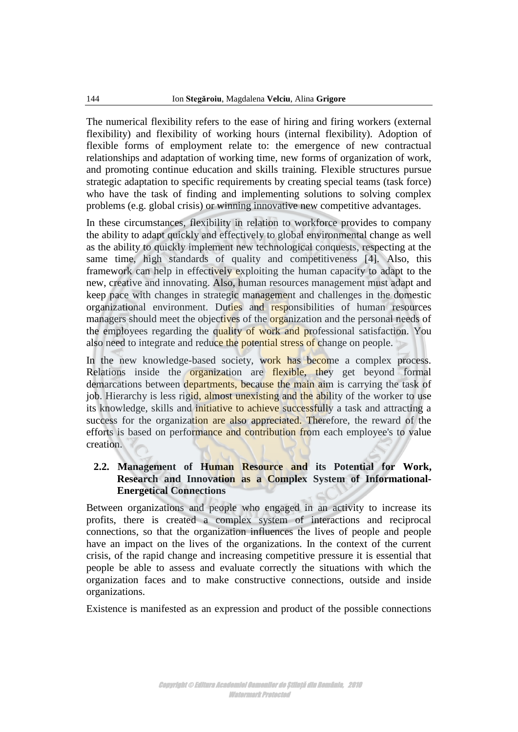The numerical flexibility refers to the ease of hiring and firing workers (external flexibility) and flexibility of working hours (internal flexibility). Adoption of flexible forms of employment relate to: the emergence of new contractual relationships and adaptation of working time, new forms of organization of work, and promoting continue education and skills training. Flexible structures pursue strategic adaptation to specific requirements by creating special teams (task force) who have the task of finding and implementing solutions to solving complex problems (e.g. global crisis) or winning innovative new competitive advantages.

In these circumstances, flexibility in relation to workforce provides to company the ability to adapt quickly and effectively to global environmental change as well as the ability to quickly implement new technological conquests, respecting at the same time, high standards of quality and competitiveness [4]. Also, this framework can help in effectively exploiting the human capacity to adapt to the new, creative and innovating. Also, human resources management must adapt and keep pace with changes in strategic management and challenges in the domestic organizational environment. Duties and responsibilities of human resources managers should meet the objectives of the organization and the personal needs of the employees regarding the quality of work and professional satisfaction. You also need to integrate and reduce the potential stress of change on people.

In the new knowledge-based society, work has become a complex process. Relations inside the organization are flexible, they get beyond formal demarcations between departments, because the main aim is carrying the task of job. Hierarchy is less rigid, almost unexisting and the ability of the worker to use its knowledge, skills and initiative to achieve successfully a task and attracting a success for the organization are also appreciated. Therefore, the reward of the efforts is based on performance and contribution from each employee's to value creation.

## 2.2. Management of Human Resource and its Potential for Work, Research and Innovation as a Complex System of Informational-Energetical Connections

Between organizations and people who engaged in an activity to increase its profits, there is created a complex system of interactions and reciprocal connections, so that the organization influences the lives of people and people have an impact on the lives of the organizations. In the context of the current crisis, of the rapid change and increasing competitive pressure it is essential that people be able to assess and evaluate correctly the situations with which the organization faces and to make constructive connections, outside and inside organizations.

Existence is manifested as an expression and product of the possible connections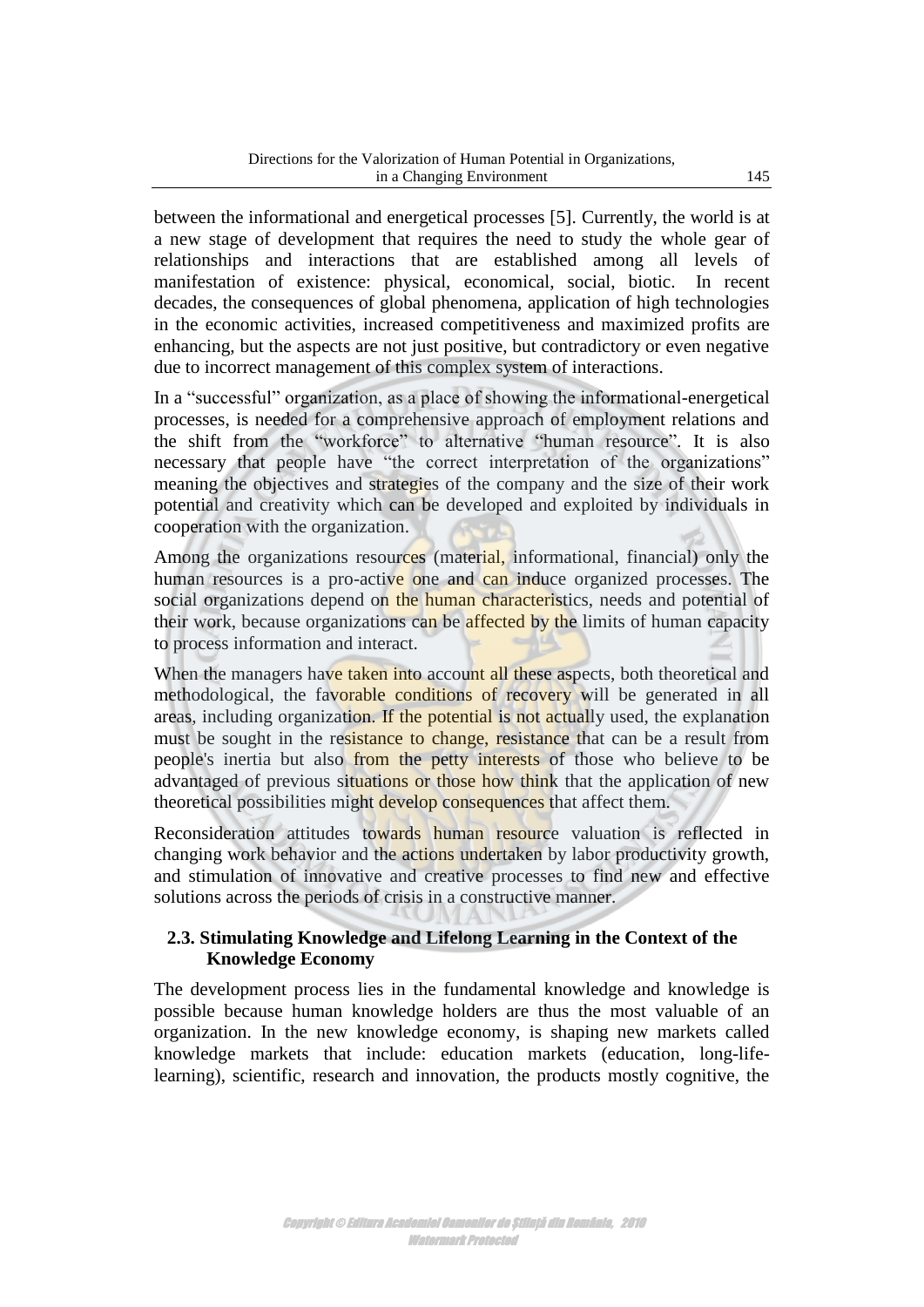between the informational and energetical processes [5]. Currently, the world is at a new stage of development that requires the need to study the whole gear of relationships and interactions that are established among all levels of manifestation of existence: physical, economical, social, biotic. In recent decades, the consequences of global phenomena, application of high technologies in the economic activities, increased competitiveness and maximized profits are enhancing, but the aspects are not just positive, but contradictory or even negative due to incorrect management of this complex system of interactions.

In a "successful" organization, as a place of showing the informational-energetical processes, is needed for a comprehensive approach of employment relations and the shift from the "workforce" to alternative "human resource". It is also necessary that people have "the correct interpretation of the organizations" meaning the objectives and strategies of the company and the size of their work potential and creativity which can be developed and exploited by individuals in cooperation with the organization.

Among the organizations resources (material, informational, financial) only the human resources is a pro-active one and can induce organized processes. The social organizations depend on the human characteristics, needs and potential of their work, because organizations can be affected by the limits of human capacity to process information and interact.

When the managers have taken into account all these aspects, both theoretical and methodological, the favorable conditions of recovery will be generated in all areas, including organization. If the potential is not actually used, the explanation must be sought in the resistance to change, resistance that can be a result from people's inertia but also from the petty interests of those who believe to be advantaged of previous situations or those how think that the application of new theoretical possibilities might develop consequences that affect them.

Reconsideration attitudes towards human resource valuation is reflected in changing work behavior and the actions undertaken by labor productivity growth, and stimulation of innovative and creative processes to find new and effective solutions across the periods of crisis in a constructive manner.

## 2.3. Stimulating Knowledge and Lifelong Learning in the Context of the Knowledge Economy

The development process lies in the fundamental knowledge and knowledge is possible because human knowledge holders are thus the most valuable of an organization. In the new knowledge economy, is shaping new markets called knowledge markets that include: education markets (education, long-life-learning), scientific, research and innovation, the products mostly cognitive, the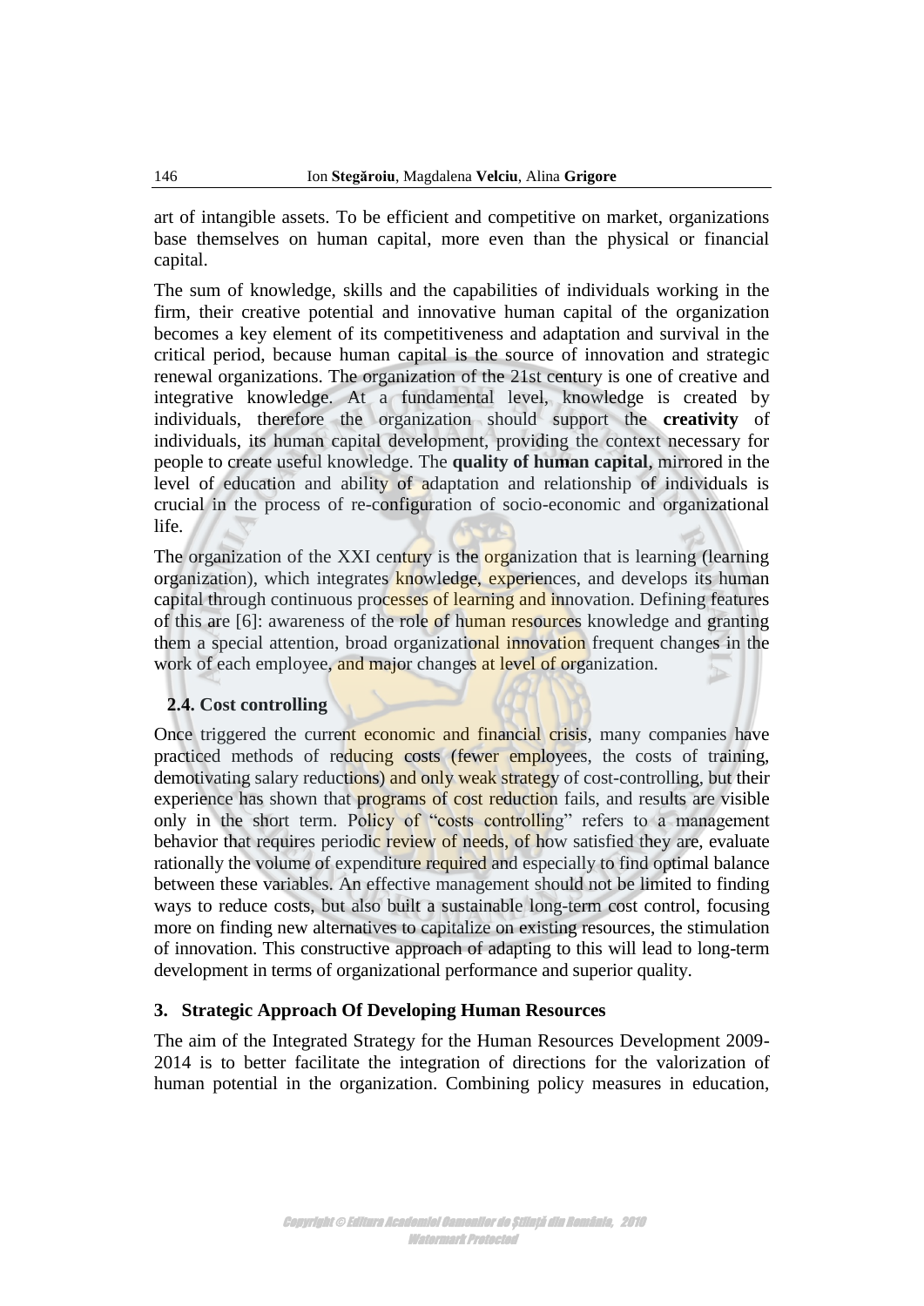art of intangible assets. To be efficient and competitive on market, organizations base themselves on human capital, more even than the physical or financial capital.

The sum of knowledge, skills and the capabilities of individuals working in the firm, their creative potential and innovative human capital of the organization becomes a key element of its competitiveness and adaptation and survival in the critical period, because human capital is the source of innovation and strategic renewal organizations. The organization of the 21st century is one of creative and integrative knowledge. At a fundamental level, knowledge is created by individuals, therefore the organization should support the **creativity** of individuals, its human capital development, providing the context necessary for people to create useful knowledge. The **quality of human capital**, mirrored in the level of education and ability of adaptation and relationship of individuals is crucial in the process of re-configuration of socio-economic and organizational life.

The organization of the XXI century is the organization that is learning (learning organization), which integrates knowledge, experiences, and develops its human capital through continuous processes of learning and innovation. Defining features of this are [6]: awareness of the role of human resources knowledge and granting them a special attention, broad organizational innovation frequent changes in the work of each employee, and major changes at level of organization.

### 2.4. Cost controlling

Once triggered the current economic and financial crisis, many companies have practiced methods of reducing costs (fewer employees, the costs of training, demotivating salary reductions) and only weak strategy of cost-controlling, but their experience has shown that programs of cost reduction fails, and results are visible only in the short term. Policy of "costs controlling" refers to a management behavior that requires periodic review of needs, of how satisfied they are, evaluate rationally the volume of expenditure required and especially to find optimal balance between these variables. An effective management should not be limited to finding ways to reduce costs, but also built a sustainable long-term cost control, focusing more on finding new alternatives to capitalize on existing resources, the stimulation of innovation. This constructive approach of adapting to this will lead to long-term development in terms of organizational performance and superior quality.

## 3. Strategic Approach Of Developing Human Resources

The aim of the Integrated Strategy for the Human Resources Development 2009-2014 is to better facilitate the integration of directions for the valorization of human potential in the organization. Combining policy measures in education,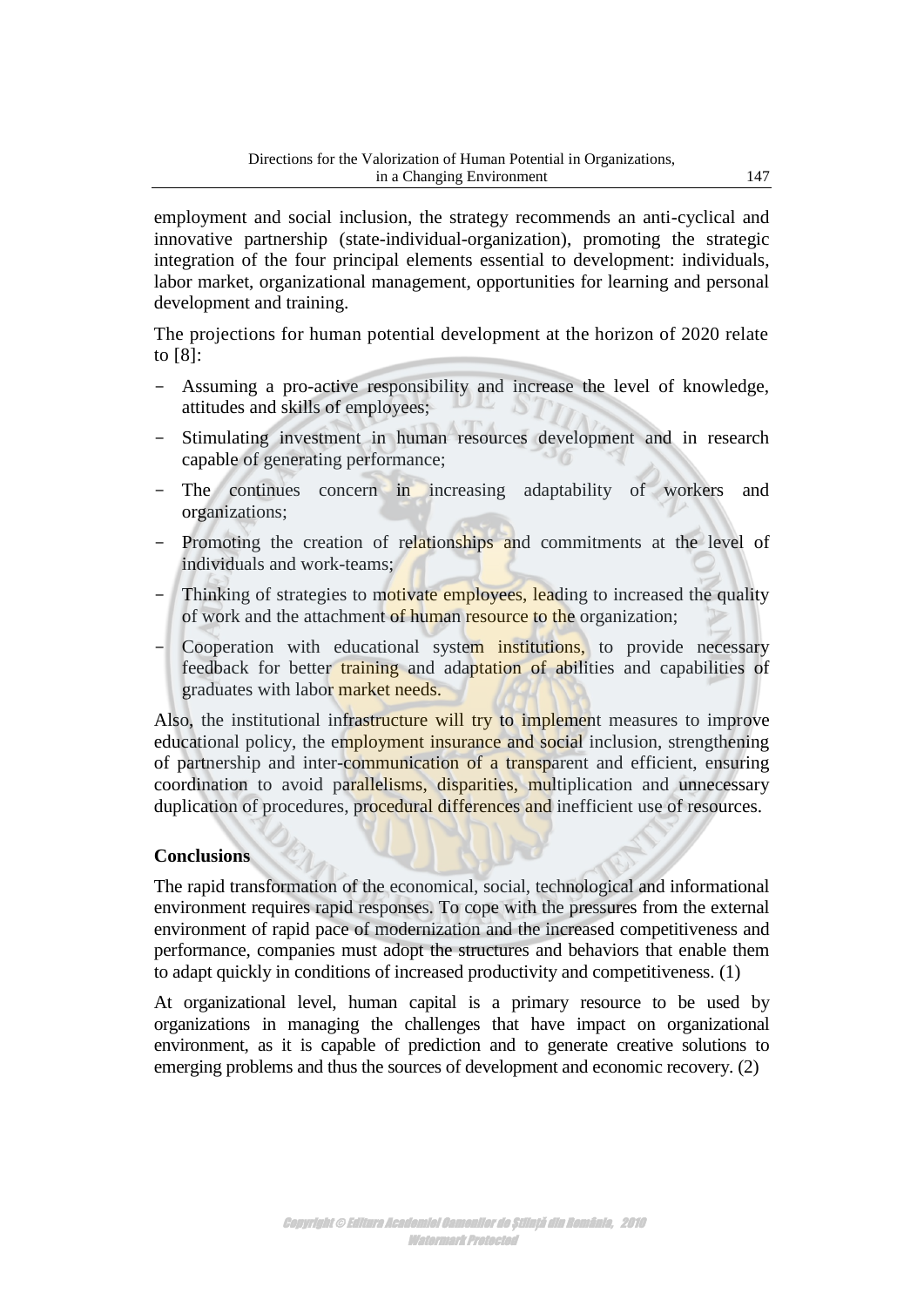employment and social inclusion, the strategy recommends an anti-cyclical and innovative partnership (state-individual-organization), promoting the strategic integration of the four principal elements essential to development: individuals, labor market, organizational management, opportunities for learning and personal development and training.

The projections for human potential development at the horizon of 2020 relate to [8]:

- Assuming a pro-active responsibility and increase the level of knowledge, attitudes and skills of employees;
- Stimulating investment in human resources development and in research capable of generating performance;
- The continues concern in increasing adaptability of workers and organizations;
- Promoting the creation of relationships and commitments at the level of individuals and work-teams;
- Thinking of strategies to motivate employees, leading to increased the quality of work and the attachment of human resource to the organization;
- Cooperation with educational system institutions, to provide necessary feedback for better training and adaptation of abilities and capabilities of graduates with labor market needs.

Also, the institutional infrastructure will try to implement measures to improve educational policy, the employment insurance and social inclusion, strengthening of partnership and inter-communication of a transparent and efficient, ensuring coordination to avoid parallelisms, disparities, multiplication and unnecessary duplication of procedures, procedural differences and inefficient use of resources.

## Conclusions

The rapid transformation of the economical, social, technological and informational environment requires rapid responses. To cope with the pressures from the external environment of rapid pace of modernization and the increased competitiveness and performance, companies must adopt the structures and behaviors that enable them to adapt quickly in conditions of increased productivity and competitiveness. (1)

At organizational level, human capital is a primary resource to be used by organizations in managing the challenges that have impact on organizational environment, as it is capable of prediction and to generate creative solutions to emerging problems and thus the sources of development and economic recovery. (2)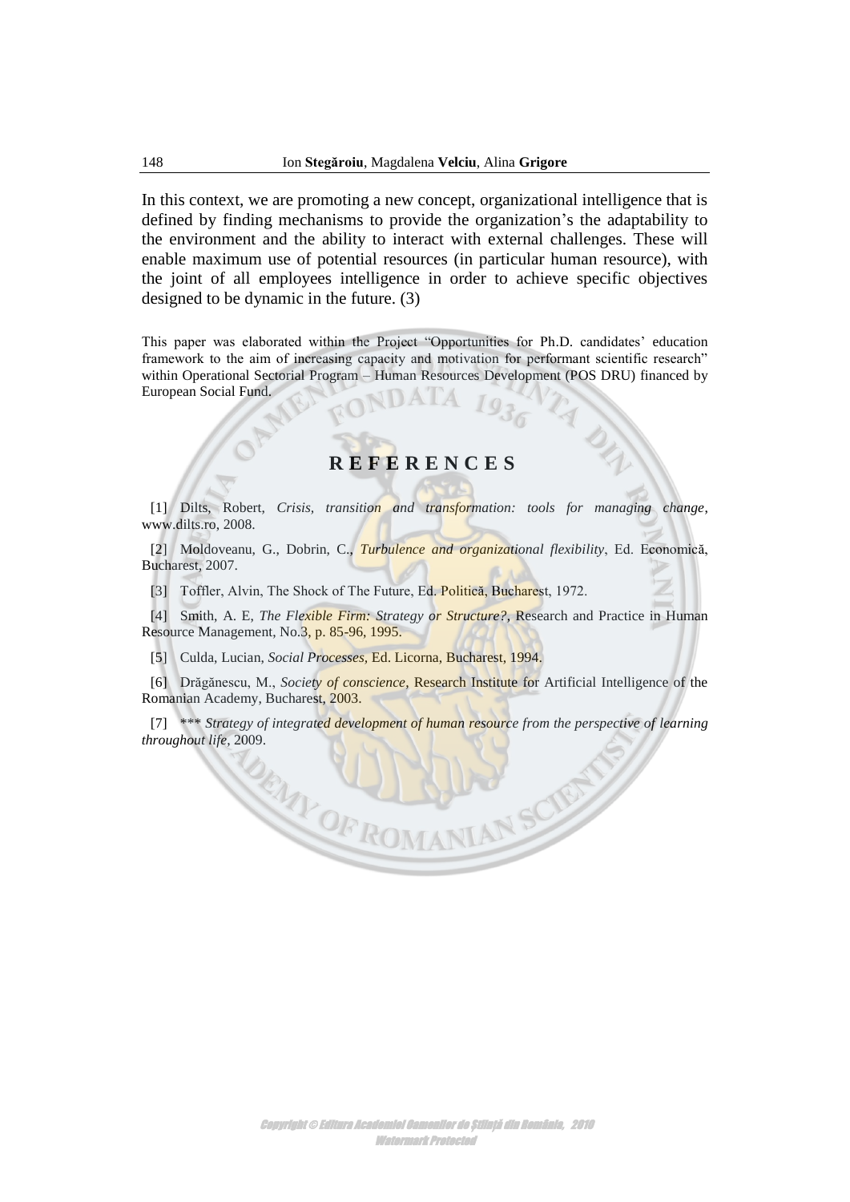In this context, we are promoting a new concept, organizational intelligence that is defined by finding mechanisms to provide the organization's the adaptability to the environment and the ability to interact with external challenges. These will enable maximum use of potential resources (in particular human resource), with the joint of all employees intelligence in order to achieve specific objectives designed to be dynamic in the future. (3)

This paper was elaborated within the Project "Opportunities for Ph.D. candidates' education framework to the aim of increasing capacity and motivation for performant scientific research" within Operational Sectorial Program – Human Resources Development (POS DRU) financed by European Social Fund.

## REFERENCES

[1] Dilts, Robert, *Crisis, transition and transformation: tools for managing change*, www.dilts.ro, 2008.

[2] Moldoveanu, G., Dobrin, C., *Turbulence and organizational flexibility*, Ed. Economică, Bucharest, 2007.

[3] Toffler, Alvin, The Shock of The Future, Ed. Politică, Bucharest, 1972.

[4] Smith, A. E, *The Flexible Firm: Strategy or Structure?*, Research and Practice in Human Resource Management, No.3, p. 85-96, 1995.

[5] Culda, Lucian, *Social Processes*, Ed. Licorna, Bucharest, 1994.

[6] Drăgănescu, M., *Society of conscience*, Research Institute for Artificial Intelligence of the Romanian Academy, Bucharest, 2003.

[7] \*\*\* *Strategy of integrated development of human resource from the perspective of learning throughout life*, 2009.